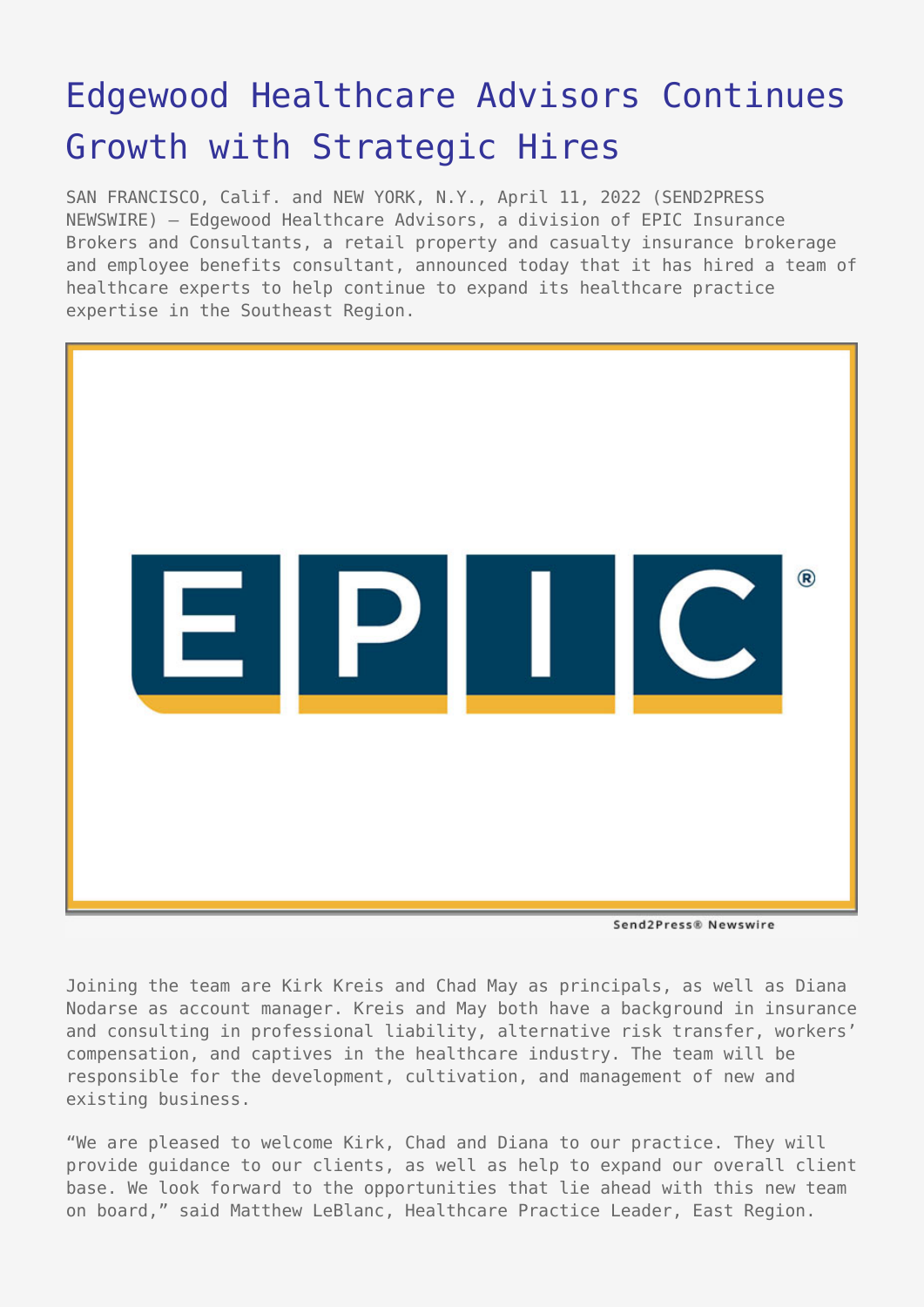# Edgewood Healthcare Advisors Continues Growth with Strategic Hires

SAN FRANCISCO, Calif. and NEW YORK, N.Y., April 11, 2022 (SEND2PRESS NEWSWIRE) — Edgewood Healthcare Advisors, a division of EPIC Insurance Brokers and Consultants, a retail property and casualty insurance brokerage and employee benefits consultant, announced today that it has hired a team of healthcare experts to help continue to expand its healthcare practice expertise in the Southeast Region.

Send2Press® Newswire

Joining the team are Kirk Kreis and Chad May as principals, as well as Diana Nodarse as account manager. Kreis and May both have a background in insurance and consulting in professional liability, alternative risk transfer, workers' compensation, and captives in the healthcare industry. The team will be responsible for the development, cultivation, and management of new and existing business.

"We are pleased to welcome Kirk, Chad and Diana to our practice. They will provide guidance to our clients, as well as help to expand our overall client base. We look forward to the opportunities that lie ahead with this new team on board," said Matthew LeBlanc, Healthcare Practice Leader, East Region.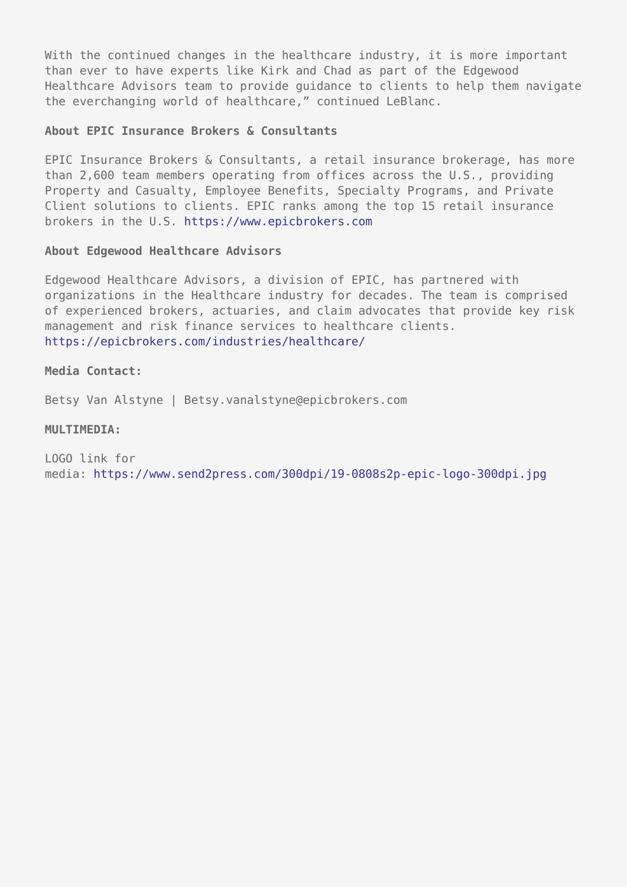With the continued changes in the healthcare industry, it is more important than ever to have experts like Kirk and Chad as part of the Edgewood Healthcare Advisors team to provide guidance to clients to help them navigate the everchanging world of healthcare," continued LeBlanc.

**About EPIC Insurance Brokers & Consultants**

EPIC Insurance Brokers & Consultants, a retail insurance brokerage, has more than 2,600 team members operating from offices across the U.S., providing Property and Casualty, Employee Benefits, Specialty Programs, and Private Client solutions to clients. EPIC ranks among the top 15 retail insurance brokers in the U.S. https://www.epicbrokers.com

**About Edgewood Healthcare Advisors**

Edgewood Healthcare Advisors, a division of EPIC, has partnered with organizations in the Healthcare industry for decades. The team is comprised of experienced brokers, actuaries, and claim advocates that provide key risk management and risk finance services to healthcare clients. https://epicbrokers.com/industries/healthcare/

**Media Contact:**

Betsy Van Alstyne | Betsy.vanalstyne@epicbrokers.com

**MULTIMEDIA:**

LOGO link for media: https://www.send2press.com/300dpi/19-0808s2p-epic-logo-300dpi.jpg